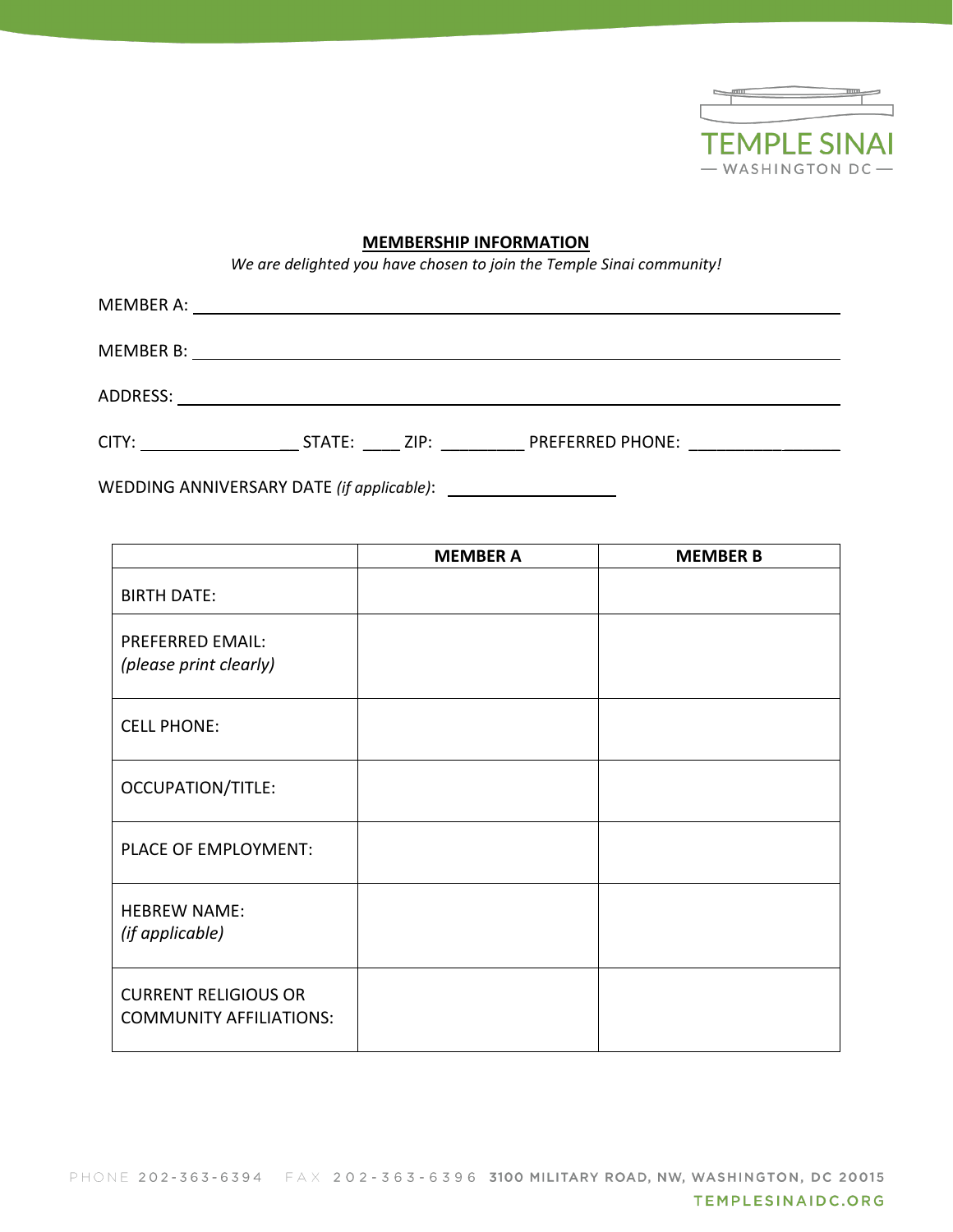TEMPLE SINAI
— WASHINGTON DC —

## MEMBERSHIP INFORMATION

*We are delighted you have chosen to join the Temple Sinai community!*

MEMBER A: ______________________________________________

MEMBER B: ______________________________________________

ADDRESS: ______________________________________________

CITY: __________________ STATE: ____ ZIP: _________ PREFERRED PHONE: _________________

WEDDING ANNIVERSARY DATE *(if applicable)*: ____________________

| | **MEMBER A** | **MEMBER B** |
|---|---|---|
| BIRTH DATE: | | |
| PREFERRED EMAIL: *(please print clearly)* | | |
| CELL PHONE: | | |
| OCCUPATION/TITLE: | | |
| PLACE OF EMPLOYMENT: | | |
| HEBREW NAME: *(if applicable)* | | |
| CURRENT RELIGIOUS OR COMMUNITY AFFILIATIONS: | | |

PHONE 202-363-6394 FAX 202-363-6396 3100 MILITARY ROAD, NW, WASHINGTON, DC 20015
TEMPLESINAIDC.ORG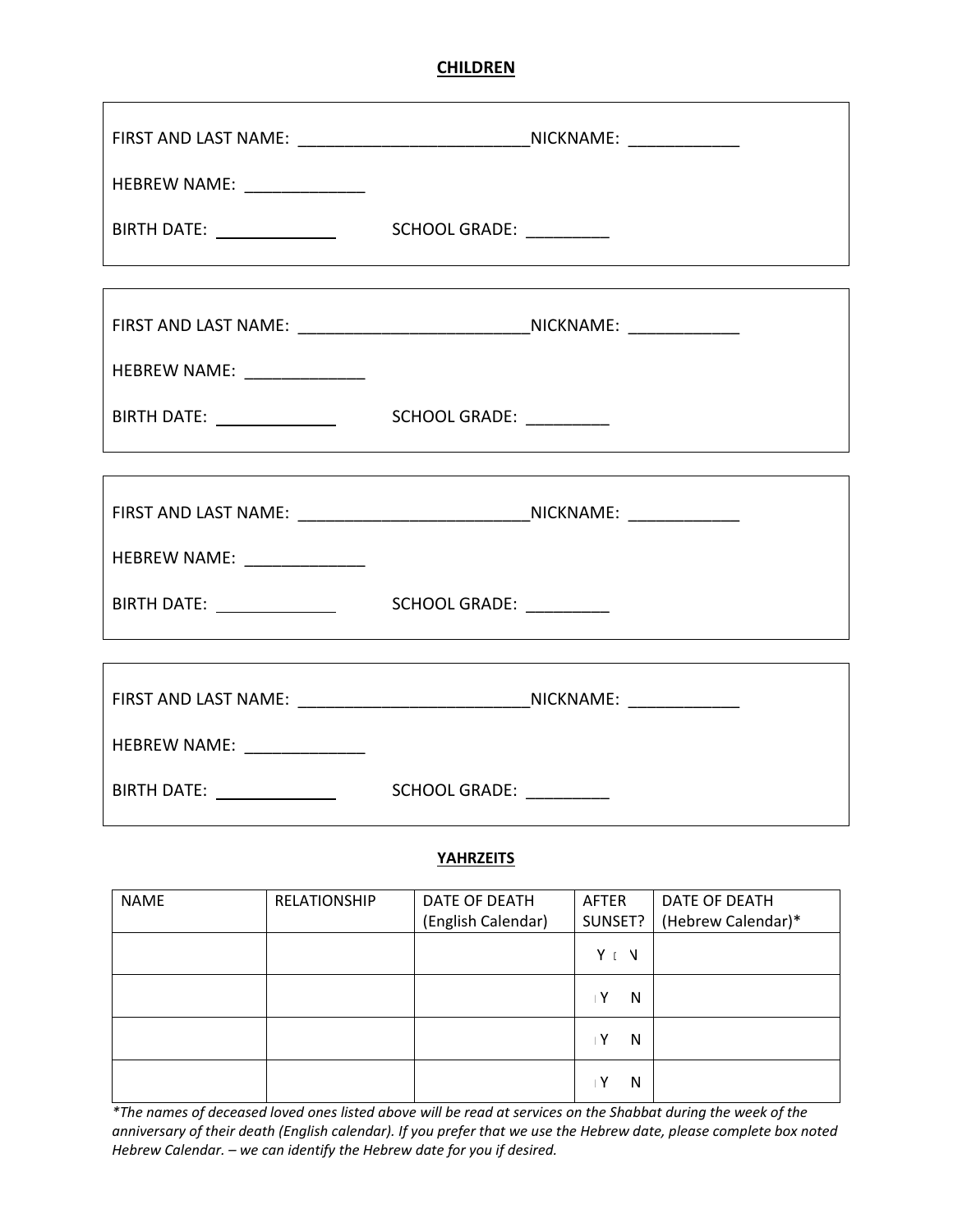**CHILDREN**

FIRST AND LAST NAME: _________________________NICKNAME: ____________

HEBREW NAME: _____________

BIRTH DATE: _____________ SCHOOL GRADE: _________

FIRST AND LAST NAME: _________________________NICKNAME: ____________

HEBREW NAME: _____________

BIRTH DATE: _____________ SCHOOL GRADE: _________

FIRST AND LAST NAME: _________________________NICKNAME: ____________

HEBREW NAME: _____________

BIRTH DATE: _____________ SCHOOL GRADE: _________

FIRST AND LAST NAME: _________________________NICKNAME: ____________

HEBREW NAME: _____________

BIRTH DATE: _____________ SCHOOL GRADE: _________

**YAHRZEITS**

| NAME | RELATIONSHIP | DATE OF DEATH (English Calendar) | AFTER SUNSET? | DATE OF DEATH (Hebrew Calendar)* |
|---|---|---|---|---|
| | | | Y N | |
| | | | Y N | |
| | | | Y N | |
| | | | Y N | |

*\*The names of deceased loved ones listed above will be read at services on the Shabbat during the week of the anniversary of their death (English calendar). If you prefer that we use the Hebrew date, please complete box noted Hebrew Calendar. – we can identify the Hebrew date for you if desired.*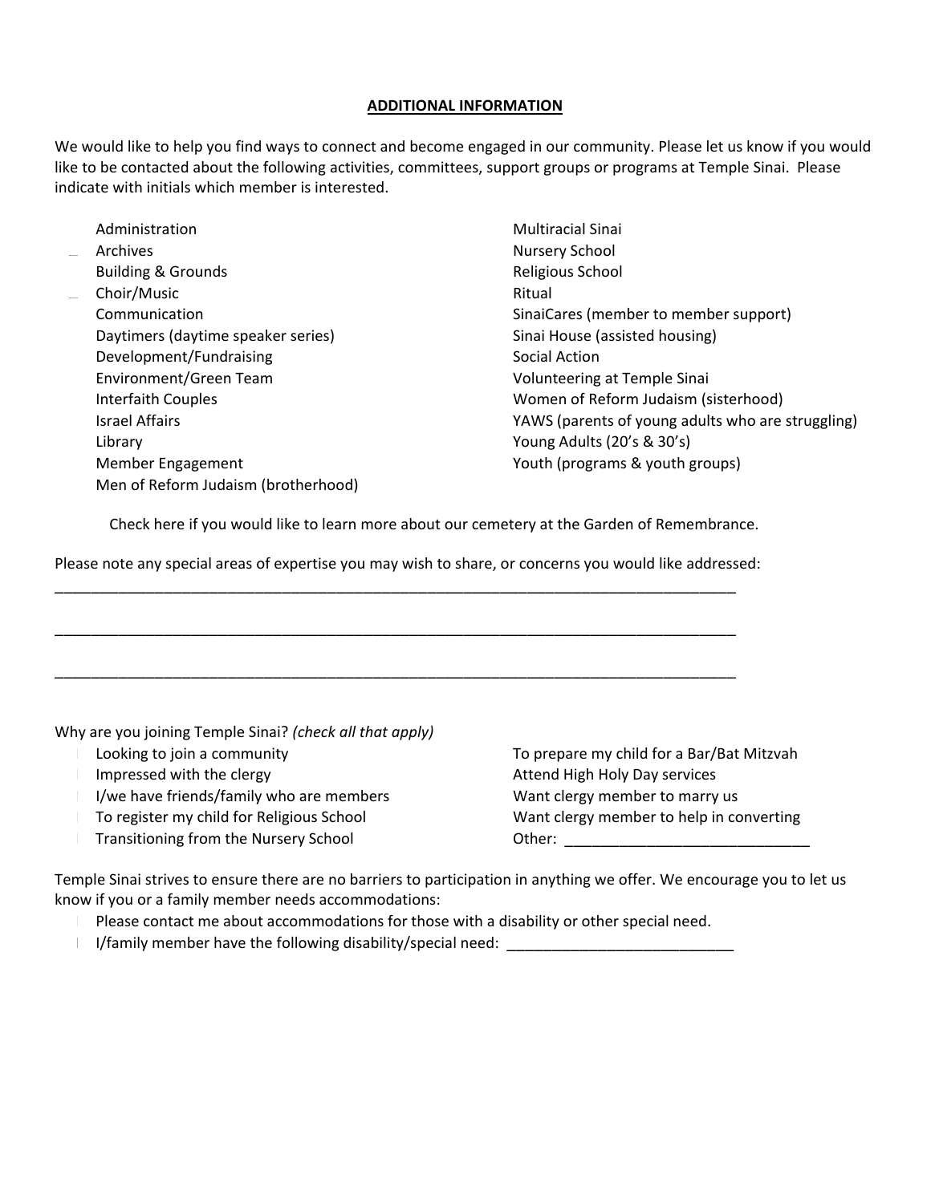**ADDITIONAL INFORMATION**

We would like to help you find ways to connect and become engaged in our community. Please let us know if you would like to be contacted about the following activities, committees, support groups or programs at Temple Sinai. Please indicate with initials which member is interested.

- Administration
- Archives
- Building & Grounds
- Choir/Music
- Communication
- Daytimers (daytime speaker series)
- Development/Fundraising
- Environment/Green Team
- Interfaith Couples
- Israel Affairs
- Library
- Member Engagement
- Men of Reform Judaism (brotherhood)
- Multiracial Sinai
- Nursery School
- Religious School
- Ritual
- SinaiCares (member to member support)
- Sinai House (assisted housing)
- Social Action
- Volunteering at Temple Sinai
- Women of Reform Judaism (sisterhood)
- YAWS (parents of young adults who are struggling)
- Young Adults (20's & 30's)
- Youth (programs & youth groups)

Check here if you would like to learn more about our cemetery at the Garden of Remembrance.

Please note any special areas of expertise you may wish to share, or concerns you would like addressed:

_____________________________________________________________________________________

_____________________________________________________________________________________

_____________________________________________________________________________________

Why are you joining Temple Sinai? *(check all that apply)*

- Looking to join a community
- Impressed with the clergy
- I/we have friends/family who are members
- To register my child for Religious School
- Transitioning from the Nursery School
- To prepare my child for a Bar/Bat Mitzvah
- Attend High Holy Day services
- Want clergy member to marry us
- Want clergy member to help in converting
- Other: _____________________________

Temple Sinai strives to ensure there are no barriers to participation in anything we offer. We encourage you to let us know if you or a family member needs accommodations:

- Please contact me about accommodations for those with a disability or other special need.
- I/family member have the following disability/special need: ___________________________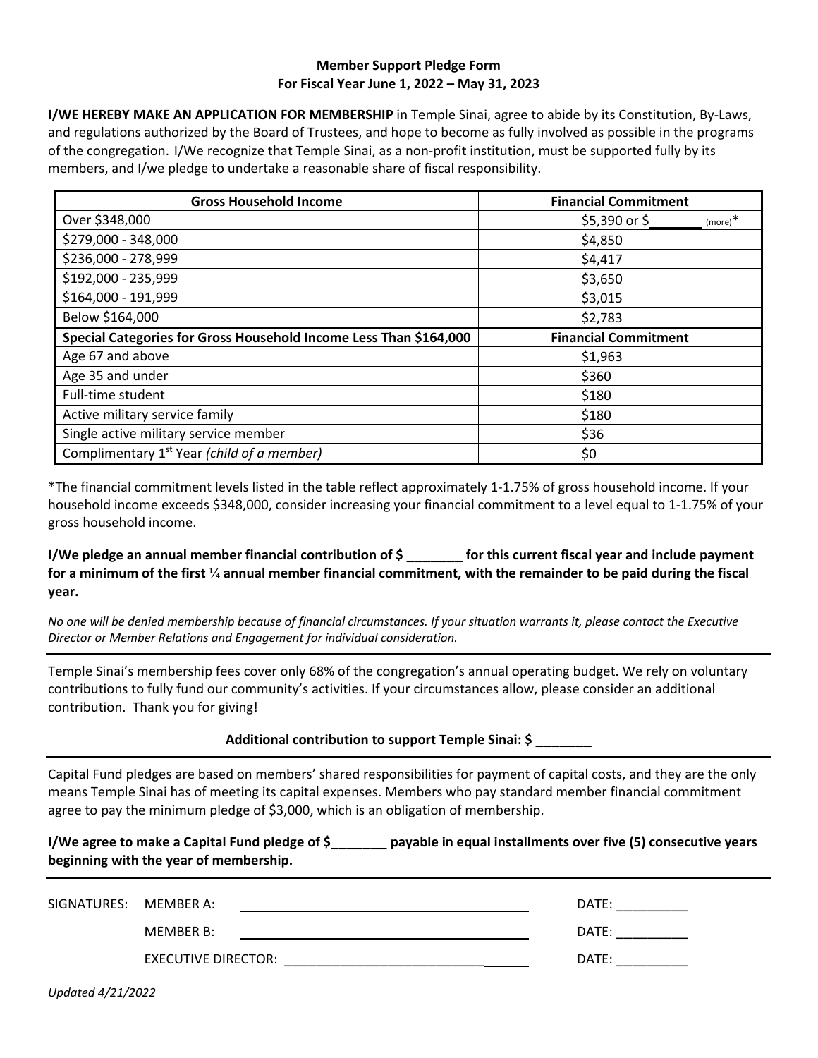**Member Support Pledge Form**
**For Fiscal Year June 1, 2022 – May 31, 2023**

**I/WE HEREBY MAKE AN APPLICATION FOR MEMBERSHIP** in Temple Sinai, agree to abide by its Constitution, By-Laws, and regulations authorized by the Board of Trustees, and hope to become as fully involved as possible in the programs of the congregation. I/We recognize that Temple Sinai, as a non-profit institution, must be supported fully by its members, and I/we pledge to undertake a reasonable share of fiscal responsibility.

| Gross Household Income | Financial Commitment |
|---|---|
| Over $348,000 | $5,390 or $_______ (more)* |
| $279,000 - 348,000 | $4,850 |
| $236,000 - 278,999 | $4,417 |
| $192,000 - 235,999 | $3,650 |
| $164,000 - 191,999 | $3,015 |
| Below $164,000 | $2,783 |
| **Special Categories for Gross Household Income Less Than $164,000** | **Financial Commitment** |
| Age 67 and above | $1,963 |
| Age 35 and under | $360 |
| Full-time student | $180 |
| Active military service family | $180 |
| Single active military service member | $36 |
| Complimentary 1st Year *(child of a member)* | $0 |

*The financial commitment levels listed in the table reflect approximately 1-1.75% of gross household income. If your household income exceeds $348,000, consider increasing your financial commitment to a level equal to 1-1.75% of your gross household income.

**I/We pledge an annual member financial contribution of $ _______ for this current fiscal year and include payment for a minimum of the first ¼ annual member financial commitment, with the remainder to be paid during the fiscal year.**

*No one will be denied membership because of financial circumstances. If your situation warrants it, please contact the Executive Director or Member Relations and Engagement for individual consideration.*

---

Temple Sinai's membership fees cover only 68% of the congregation's annual operating budget. We rely on voluntary contributions to fully fund our community's activities. If your circumstances allow, please consider an additional contribution. Thank you for giving!

**Additional contribution to support Temple Sinai: $ _______**

---

Capital Fund pledges are based on members' shared responsibilities for payment of capital costs, and they are the only means Temple Sinai has of meeting its capital expenses. Members who pay standard member financial commitment agree to pay the minimum pledge of $3,000, which is an obligation of membership.

**I/We agree to make a Capital Fund pledge of $_______ payable in equal installments over five (5) consecutive years beginning with the year of membership.**

---

SIGNATURES: MEMBER A: ______________________________ DATE: __________

MEMBER B: ______________________________ DATE: __________

EXECUTIVE DIRECTOR: ______________________________ DATE: __________

*Updated 4/21/2022*